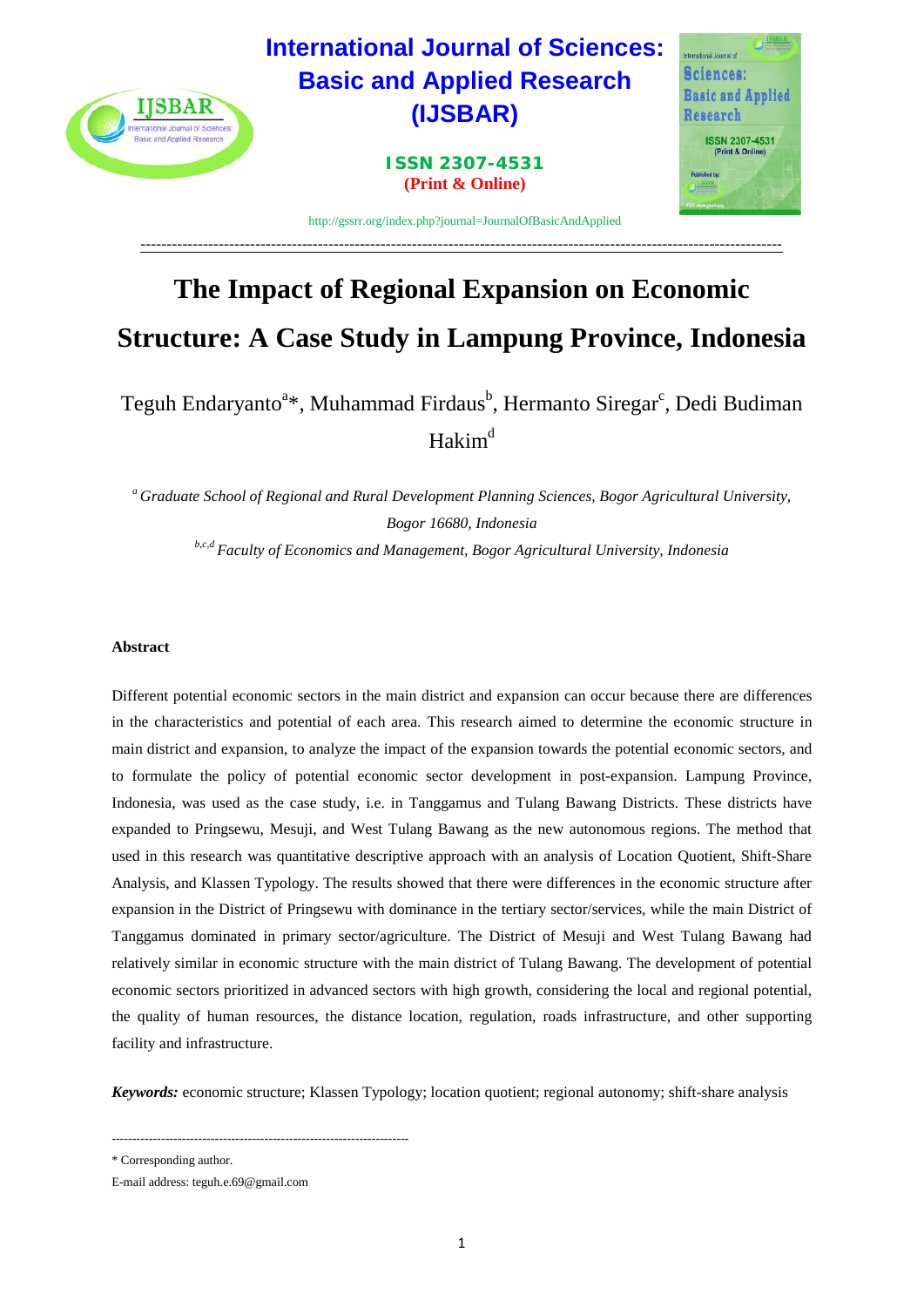# The Impact of Regional Expansion on Economic Structure: A Case Study in Lampung Province, Indonesia

Teguh Endaryanto[a]*, Muhammad Firdaus[b], Hermanto Siregar[c], Dedi Budiman Hakim[d]

*[a] Graduate School of Regional and Rural Development Planning Sciences, Bogor Agricultural University, Bogor 16680, Indonesia*

*[b,c,d] Faculty of Economics and Management, Bogor Agricultural University, Indonesia*

**Abstract**

Different potential economic sectors in the main district and expansion can occur because there are differences in the characteristics and potential of each area. This research aimed to determine the economic structure in main district and expansion, to analyze the impact of the expansion towards the potential economic sectors, and to formulate the policy of potential economic sector development in post-expansion. Lampung Province, Indonesia, was used as the case study, i.e. in Tanggamus and Tulang Bawang Districts. These districts have expanded to Pringsewu, Mesuji, and West Tulang Bawang as the new autonomous regions. The method that used in this research was quantitative descriptive approach with an analysis of Location Quotient, Shift-Share Analysis, and Klassen Typology. The results showed that there were differences in the economic structure after expansion in the District of Pringsewu with dominance in the tertiary sector/services, while the main District of Tanggamus dominated in primary sector/agriculture. The District of Mesuji and West Tulang Bawang had relatively similar in economic structure with the main district of Tulang Bawang. The development of potential economic sectors prioritized in advanced sectors with high growth, considering the local and regional potential, the quality of human resources, the distance location, regulation, roads infrastructure, and other supporting facility and infrastructure.

***Keywords:*** economic structure; Klassen Typology; location quotient; regional autonomy; shift-share analysis

------------------------------------------------------------------------

\* Corresponding author.

E-mail address: teguh.e.69@gmail.com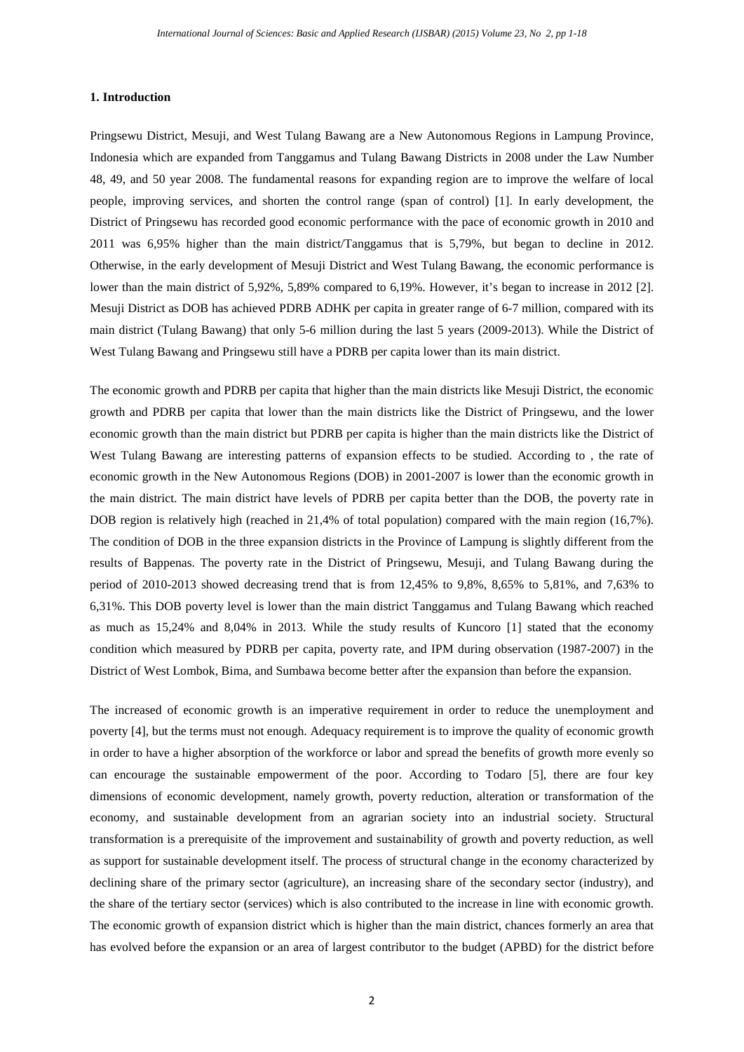## 1. Introduction

Pringsewu District, Mesuji, and West Tulang Bawang are a New Autonomous Regions in Lampung Province, Indonesia which are expanded from Tanggamus and Tulang Bawang Districts in 2008 under the Law Number 48, 49, and 50 year 2008. The fundamental reasons for expanding region are to improve the welfare of local people, improving services, and shorten the control range (span of control) [1]. In early development, the District of Pringsewu has recorded good economic performance with the pace of economic growth in 2010 and 2011 was 6,95% higher than the main district/Tanggamus that is 5,79%, but began to decline in 2012. Otherwise, in the early development of Mesuji District and West Tulang Bawang, the economic performance is lower than the main district of 5,92%, 5,89% compared to 6,19%. However, it's began to increase in 2012 [2]. Mesuji District as DOB has achieved PDRB ADHK per capita in greater range of 6-7 million, compared with its main district (Tulang Bawang) that only 5-6 million during the last 5 years (2009-2013). While the District of West Tulang Bawang and Pringsewu still have a PDRB per capita lower than its main district.

The economic growth and PDRB per capita that higher than the main districts like Mesuji District, the economic growth and PDRB per capita that lower than the main districts like the District of Pringsewu, and the lower economic growth than the main district but PDRB per capita is higher than the main districts like the District of West Tulang Bawang are interesting patterns of expansion effects to be studied. According to , the rate of economic growth in the New Autonomous Regions (DOB) in 2001-2007 is lower than the economic growth in the main district. The main district have levels of PDRB per capita better than the DOB, the poverty rate in DOB region is relatively high (reached in 21,4% of total population) compared with the main region (16,7%). The condition of DOB in the three expansion districts in the Province of Lampung is slightly different from the results of Bappenas. The poverty rate in the District of Pringsewu, Mesuji, and Tulang Bawang during the period of 2010-2013 showed decreasing trend that is from 12,45% to 9,8%, 8,65% to 5,81%, and 7,63% to 6,31%. This DOB poverty level is lower than the main district Tanggamus and Tulang Bawang which reached as much as 15,24% and 8,04% in 2013. While the study results of Kuncoro [1] stated that the economy condition which measured by PDRB per capita, poverty rate, and IPM during observation (1987-2007) in the District of West Lombok, Bima, and Sumbawa become better after the expansion than before the expansion.

The increased of economic growth is an imperative requirement in order to reduce the unemployment and poverty [4], but the terms must not enough. Adequacy requirement is to improve the quality of economic growth in order to have a higher absorption of the workforce or labor and spread the benefits of growth more evenly so can encourage the sustainable empowerment of the poor. According to Todaro [5], there are four key dimensions of economic development, namely growth, poverty reduction, alteration or transformation of the economy, and sustainable development from an agrarian society into an industrial society. Structural transformation is a prerequisite of the improvement and sustainability of growth and poverty reduction, as well as support for sustainable development itself. The process of structural change in the economy characterized by declining share of the primary sector (agriculture), an increasing share of the secondary sector (industry), and the share of the tertiary sector (services) which is also contributed to the increase in line with economic growth. The economic growth of expansion district which is higher than the main district, chances formerly an area that has evolved before the expansion or an area of largest contributor to the budget (APBD) for the district before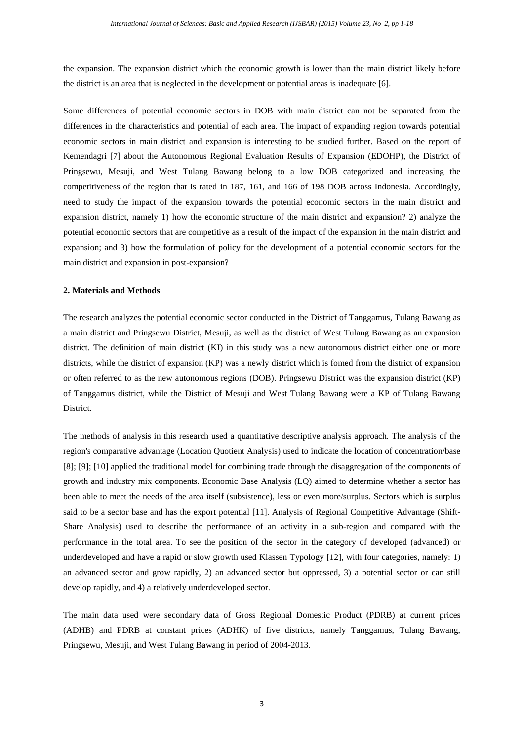the expansion. The expansion district which the economic growth is lower than the main district likely before the district is an area that is neglected in the development or potential areas is inadequate [6].

Some differences of potential economic sectors in DOB with main district can not be separated from the differences in the characteristics and potential of each area. The impact of expanding region towards potential economic sectors in main district and expansion is interesting to be studied further. Based on the report of Kemendagri [7] about the Autonomous Regional Evaluation Results of Expansion (EDOHP), the District of Pringsewu, Mesuji, and West Tulang Bawang belong to a low DOB categorized and increasing the competitiveness of the region that is rated in 187, 161, and 166 of 198 DOB across Indonesia. Accordingly, need to study the impact of the expansion towards the potential economic sectors in the main district and expansion district, namely 1) how the economic structure of the main district and expansion? 2) analyze the potential economic sectors that are competitive as a result of the impact of the expansion in the main district and expansion; and 3) how the formulation of policy for the development of a potential economic sectors for the main district and expansion in post-expansion?

## 2. Materials and Methods

The research analyzes the potential economic sector conducted in the District of Tanggamus, Tulang Bawang as a main district and Pringsewu District, Mesuji, as well as the district of West Tulang Bawang as an expansion district. The definition of main district (KI) in this study was a new autonomous district either one or more districts, while the district of expansion (KP) was a newly district which is fomed from the district of expansion or often referred to as the new autonomous regions (DOB). Pringsewu District was the expansion district (KP) of Tanggamus district, while the District of Mesuji and West Tulang Bawang were a KP of Tulang Bawang District.

The methods of analysis in this research used a quantitative descriptive analysis approach. The analysis of the region's comparative advantage (Location Quotient Analysis) used to indicate the location of concentration/base [8]; [9]; [10] applied the traditional model for combining trade through the disaggregation of the components of growth and industry mix components. Economic Base Analysis (LQ) aimed to determine whether a sector has been able to meet the needs of the area itself (subsistence), less or even more/surplus. Sectors which is surplus said to be a sector base and has the export potential [11]. Analysis of Regional Competitive Advantage (Shift-Share Analysis) used to describe the performance of an activity in a sub-region and compared with the performance in the total area. To see the position of the sector in the category of developed (advanced) or underdeveloped and have a rapid or slow growth used Klassen Typology [12], with four categories, namely: 1) an advanced sector and grow rapidly, 2) an advanced sector but oppressed, 3) a potential sector or can still develop rapidly, and 4) a relatively underdeveloped sector.

The main data used were secondary data of Gross Regional Domestic Product (PDRB) at current prices (ADHB) and PDRB at constant prices (ADHK) of five districts, namely Tanggamus, Tulang Bawang, Pringsewu, Mesuji, and West Tulang Bawang in period of 2004-2013.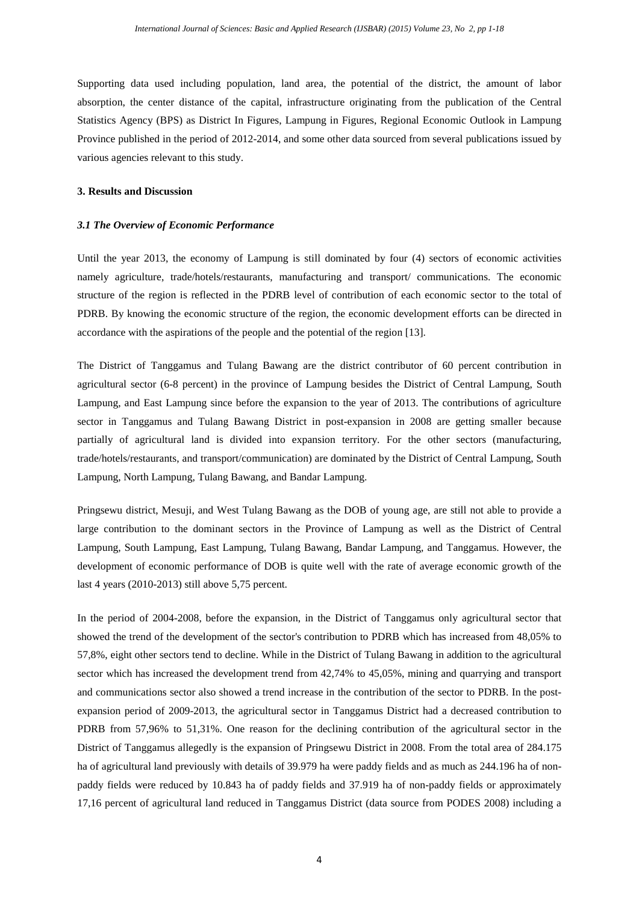Supporting data used including population, land area, the potential of the district, the amount of labor absorption, the center distance of the capital, infrastructure originating from the publication of the Central Statistics Agency (BPS) as District In Figures, Lampung in Figures, Regional Economic Outlook in Lampung Province published in the period of 2012-2014, and some other data sourced from several publications issued by various agencies relevant to this study.

## 3. Results and Discussion

### *3.1 The Overview of Economic Performance*

Until the year 2013, the economy of Lampung is still dominated by four (4) sectors of economic activities namely agriculture, trade/hotels/restaurants, manufacturing and transport/ communications. The economic structure of the region is reflected in the PDRB level of contribution of each economic sector to the total of PDRB. By knowing the economic structure of the region, the economic development efforts can be directed in accordance with the aspirations of the people and the potential of the region [13].

The District of Tanggamus and Tulang Bawang are the district contributor of 60 percent contribution in agricultural sector (6-8 percent) in the province of Lampung besides the District of Central Lampung, South Lampung, and East Lampung since before the expansion to the year of 2013. The contributions of agriculture sector in Tanggamus and Tulang Bawang District in post-expansion in 2008 are getting smaller because partially of agricultural land is divided into expansion territory. For the other sectors (manufacturing, trade/hotels/restaurants, and transport/communication) are dominated by the District of Central Lampung, South Lampung, North Lampung, Tulang Bawang, and Bandar Lampung.

Pringsewu district, Mesuji, and West Tulang Bawang as the DOB of young age, are still not able to provide a large contribution to the dominant sectors in the Province of Lampung as well as the District of Central Lampung, South Lampung, East Lampung, Tulang Bawang, Bandar Lampung, and Tanggamus. However, the development of economic performance of DOB is quite well with the rate of average economic growth of the last 4 years (2010-2013) still above 5,75 percent.

In the period of 2004-2008, before the expansion, in the District of Tanggamus only agricultural sector that showed the trend of the development of the sector's contribution to PDRB which has increased from 48,05% to 57,8%, eight other sectors tend to decline. While in the District of Tulang Bawang in addition to the agricultural sector which has increased the development trend from 42,74% to 45,05%, mining and quarrying and transport and communications sector also showed a trend increase in the contribution of the sector to PDRB. In the post-expansion period of 2009-2013, the agricultural sector in Tanggamus District had a decreased contribution to PDRB from 57,96% to 51,31%. One reason for the declining contribution of the agricultural sector in the District of Tanggamus allegedly is the expansion of Pringsewu District in 2008. From the total area of 284.175 ha of agricultural land previously with details of 39.979 ha were paddy fields and as much as 244.196 ha of non-paddy fields were reduced by 10.843 ha of paddy fields and 37.919 ha of non-paddy fields or approximately 17,16 percent of agricultural land reduced in Tanggamus District (data source from PODES 2008) including a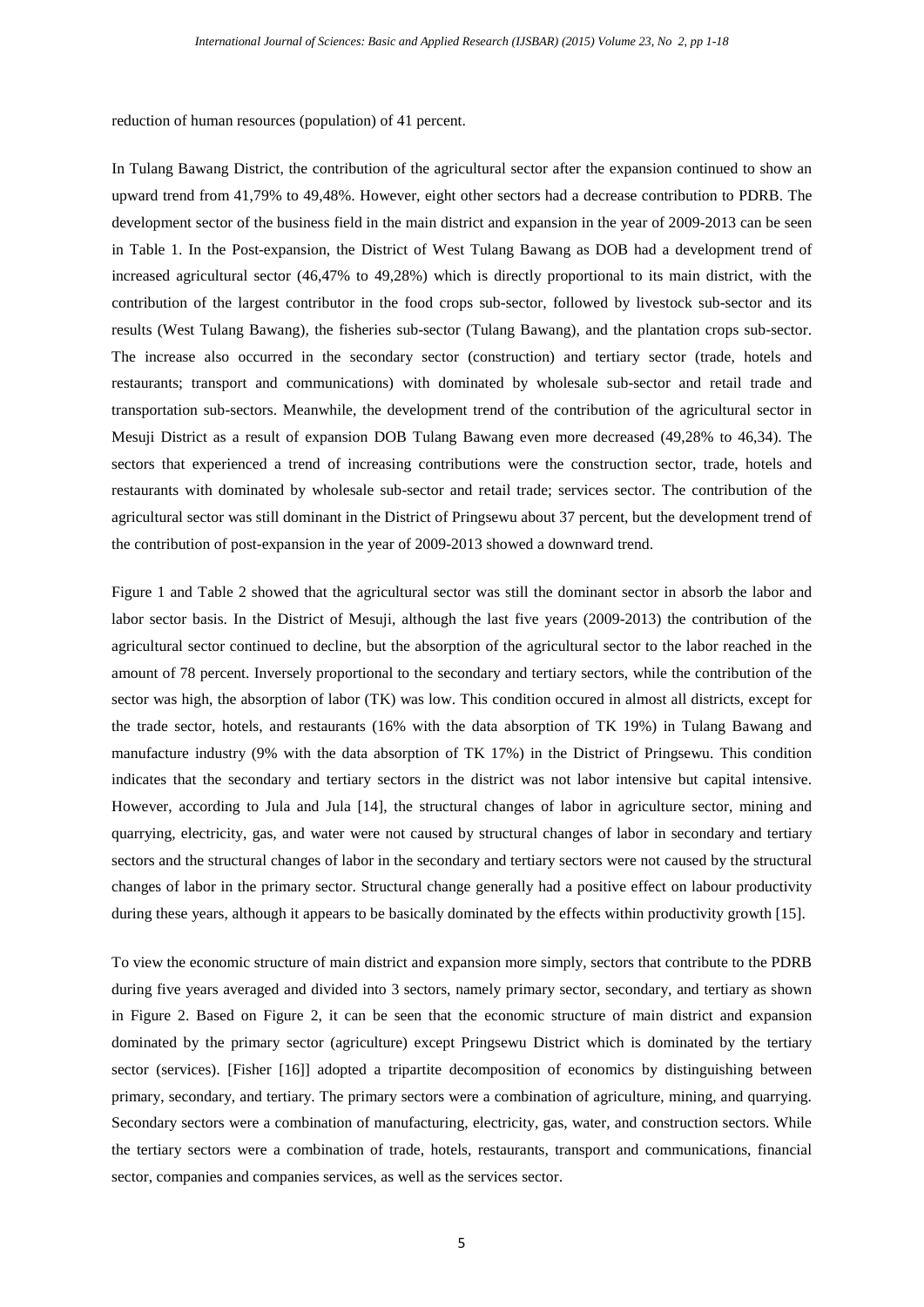reduction of human resources (population) of 41 percent.

In Tulang Bawang District, the contribution of the agricultural sector after the expansion continued to show an upward trend from 41,79% to 49,48%. However, eight other sectors had a decrease contribution to PDRB. The development sector of the business field in the main district and expansion in the year of 2009-2013 can be seen in Table 1. In the Post-expansion, the District of West Tulang Bawang as DOB had a development trend of increased agricultural sector (46,47% to 49,28%) which is directly proportional to its main district, with the contribution of the largest contributor in the food crops sub-sector, followed by livestock sub-sector and its results (West Tulang Bawang), the fisheries sub-sector (Tulang Bawang), and the plantation crops sub-sector. The increase also occurred in the secondary sector (construction) and tertiary sector (trade, hotels and restaurants; transport and communications) with dominated by wholesale sub-sector and retail trade and transportation sub-sectors. Meanwhile, the development trend of the contribution of the agricultural sector in Mesuji District as a result of expansion DOB Tulang Bawang even more decreased (49,28% to 46,34). The sectors that experienced a trend of increasing contributions were the construction sector, trade, hotels and restaurants with dominated by wholesale sub-sector and retail trade; services sector. The contribution of the agricultural sector was still dominant in the District of Pringsewu about 37 percent, but the development trend of the contribution of post-expansion in the year of 2009-2013 showed a downward trend.

Figure 1 and Table 2 showed that the agricultural sector was still the dominant sector in absorb the labor and labor sector basis. In the District of Mesuji, although the last five years (2009-2013) the contribution of the agricultural sector continued to decline, but the absorption of the agricultural sector to the labor reached in the amount of 78 percent. Inversely proportional to the secondary and tertiary sectors, while the contribution of the sector was high, the absorption of labor (TK) was low. This condition occured in almost all districts, except for the trade sector, hotels, and restaurants (16% with the data absorption of TK 19%) in Tulang Bawang and manufacture industry (9% with the data absorption of TK 17%) in the District of Pringsewu. This condition indicates that the secondary and tertiary sectors in the district was not labor intensive but capital intensive. However, according to Jula and Jula [14], the structural changes of labor in agriculture sector, mining and quarrying, electricity, gas, and water were not caused by structural changes of labor in secondary and tertiary sectors and the structural changes of labor in the secondary and tertiary sectors were not caused by the structural changes of labor in the primary sector. Structural change generally had a positive effect on labour productivity during these years, although it appears to be basically dominated by the effects within productivity growth [15].

To view the economic structure of main district and expansion more simply, sectors that contribute to the PDRB during five years averaged and divided into 3 sectors, namely primary sector, secondary, and tertiary as shown in Figure 2. Based on Figure 2, it can be seen that the economic structure of main district and expansion dominated by the primary sector (agriculture) except Pringsewu District which is dominated by the tertiary sector (services). [Fisher [16]] adopted a tripartite decomposition of economics by distinguishing between primary, secondary, and tertiary. The primary sectors were a combination of agriculture, mining, and quarrying. Secondary sectors were a combination of manufacturing, electricity, gas, water, and construction sectors. While the tertiary sectors were a combination of trade, hotels, restaurants, transport and communications, financial sector, companies and companies services, as well as the services sector.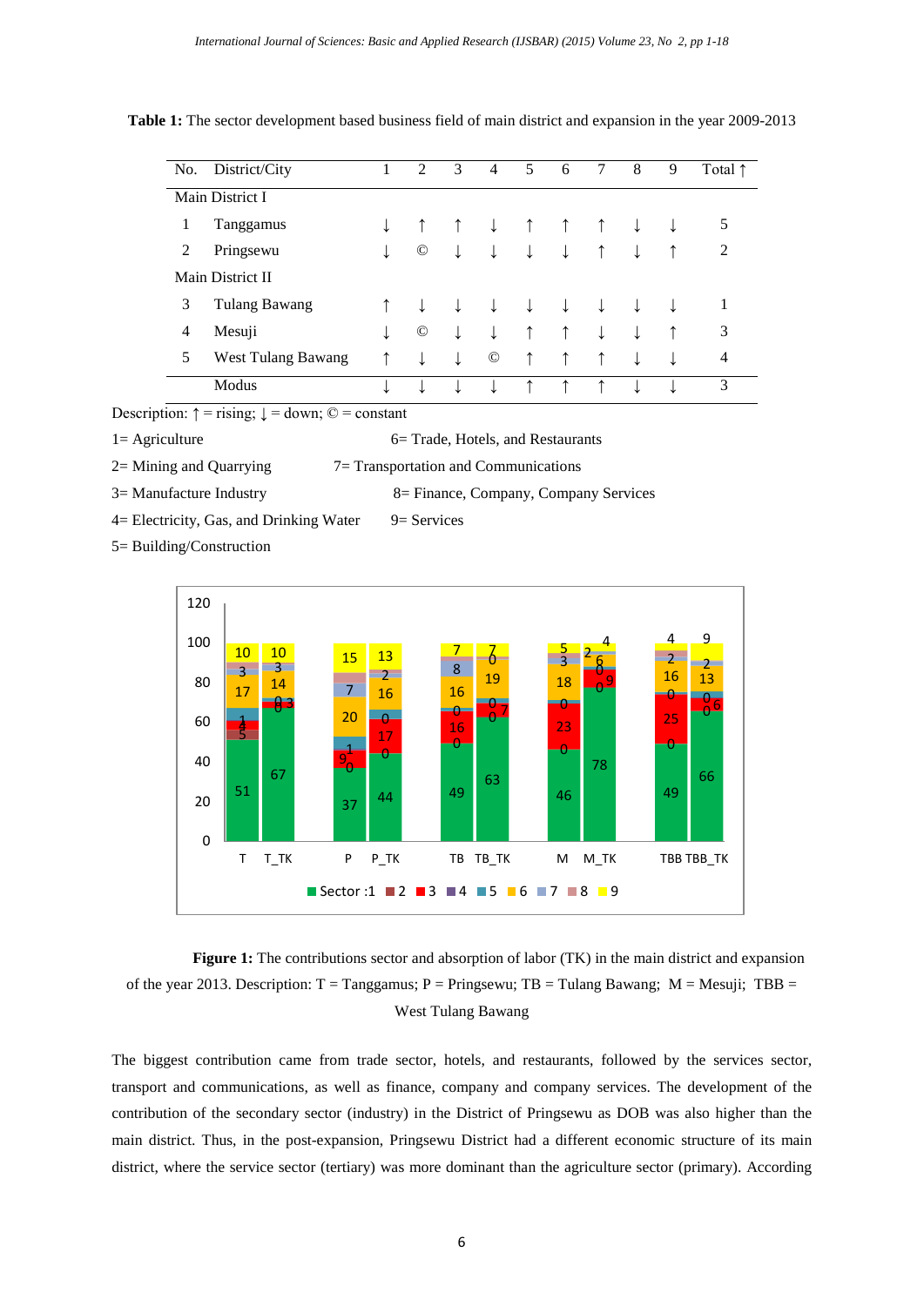**Table 1:** The sector development based business field of main district and expansion in the year 2009-2013

| No. | District/City | 1 | 2 | 3 | 4 | 5 | 6 | 7 | 8 | 9 | Total ↑ |
|---|---|---|---|---|---|---|---|---|---|---|---|
| Main District I | | | | | | | | | | | |
| 1 | Tanggamus | ↓ | ↑ | ↑ | ↓ | ↑ | ↑ | ↑ | ↓ | ↓ | 5 |
| 2 | Pringsewu | ↓ | © | ↓ | ↓ | ↓ | ↓ | ↑ | ↓ | ↑ | 2 |
| Main District II | | | | | | | | | | | |
| 3 | Tulang Bawang | ↑ | ↓ | ↓ | ↓ | ↓ | ↓ | ↓ | ↓ | ↓ | 1 |
| 4 | Mesuji | ↓ | © | ↓ | ↓ | ↑ | ↑ | ↓ | ↓ | ↑ | 3 |
| 5 | West Tulang Bawang | ↑ | ↓ | ↓ | © | ↑ | ↑ | ↑ | ↓ | ↓ | 4 |
| | Modus | ↓ | ↓ | ↓ | ↓ | ↑ | ↑ | ↑ | ↓ | ↓ | 3 |

Description: ↑ = rising; ↓ = down; © = constant

1= Agriculture
2= Mining and Quarrying
3= Manufacture Industry
4= Electricity, Gas, and Drinking Water
5= Building/Construction
6= Trade, Hotels, and Restaurants
7= Transportation and Communications
8= Finance, Company, Company Services
9= Services

**Figure 1:** The contributions sector and absorption of labor (TK) in the main district and expansion of the year 2013. Description: T = Tanggamus; P = Pringsewu; TB = Tulang Bawang; M = Mesuji; TBB = West Tulang Bawang

The biggest contribution came from trade sector, hotels, and restaurants, followed by the services sector, transport and communications, as well as finance, company and company services. The development of the contribution of the secondary sector (industry) in the District of Pringsewu as DOB was also higher than the main district. Thus, in the post-expansion, Pringsewu District had a different economic structure of its main district, where the service sector (tertiary) was more dominant than the agriculture sector (primary). According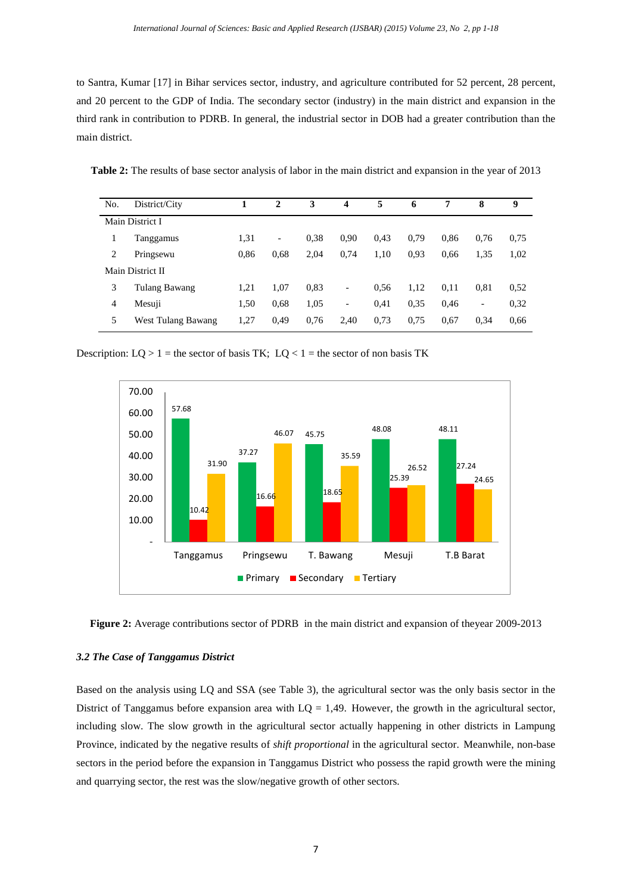to Santra, Kumar [17] in Bihar services sector, industry, and agriculture contributed for 52 percent, 28 percent, and 20 percent to the GDP of India. The secondary sector (industry) in the main district and expansion in the third rank in contribution to PDRB. In general, the industrial sector in DOB had a greater contribution than the main district.

**Table 2:** The results of base sector analysis of labor in the main district and expansion in the year of 2013

| No. | District/City | 1 | 2 | 3 | 4 | 5 | 6 | 7 | 8 | 9 |
|---|---|---|---|---|---|---|---|---|---|---|
| Main District I | | | | | | | | | | |
| 1 | Tanggamus | 1,31 | - | 0,38 | 0,90 | 0,43 | 0,79 | 0,86 | 0,76 | 0,75 |
| 2 | Pringsewu | 0,86 | 0,68 | 2,04 | 0,74 | 1,10 | 0,93 | 0,66 | 1,35 | 1,02 |
| Main District II | | | | | | | | | | |
| 3 | Tulang Bawang | 1,21 | 1,07 | 0,83 | - | 0,56 | 1,12 | 0,11 | 0,81 | 0,52 |
| 4 | Mesuji | 1,50 | 0,68 | 1,05 | - | 0,41 | 0,35 | 0,46 | - | 0,32 |
| 5 | West Tulang Bawang | 1,27 | 0,49 | 0,76 | 2,40 | 0,73 | 0,75 | 0,67 | 0,34 | 0,66 |

Description: LQ > 1 = the sector of basis TK; LQ < 1 = the sector of non basis TK

**Figure 2:** Average contributions sector of PDRB in the main district and expansion of theyear 2009-2013

### *3.2 The Case of Tanggamus District*

Based on the analysis using LQ and SSA (see Table 3), the agricultural sector was the only basis sector in the District of Tanggamus before expansion area with LQ = 1,49. However, the growth in the agricultural sector, including slow. The slow growth in the agricultural sector actually happening in other districts in Lampung Province, indicated by the negative results of *shift proportional* in the agricultural sector. Meanwhile, non-base sectors in the period before the expansion in Tanggamus District who possess the rapid growth were the mining and quarrying sector, the rest was the slow/negative growth of other sectors.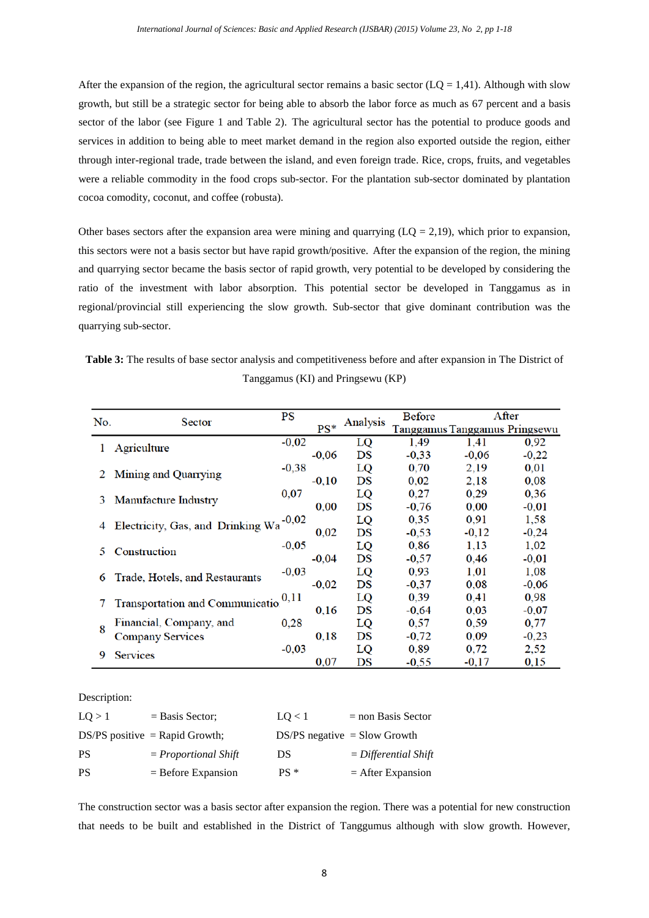After the expansion of the region, the agricultural sector remains a basic sector (LQ = 1,41). Although with slow growth, but still be a strategic sector for being able to absorb the labor force as much as 67 percent and a basis sector of the labor (see Figure 1 and Table 2). The agricultural sector has the potential to produce goods and services in addition to being able to meet market demand in the region also exported outside the region, either through inter-regional trade, trade between the island, and even foreign trade. Rice, crops, fruits, and vegetables were a reliable commodity in the food crops sub-sector. For the plantation sub-sector dominated by plantation cocoa comodity, coconut, and coffee (robusta).

Other bases sectors after the expansion area were mining and quarrying (LQ = 2,19), which prior to expansion, this sectors were not a basis sector but have rapid growth/positive. After the expansion of the region, the mining and quarrying sector became the basis sector of rapid growth, very potential to be developed by considering the ratio of the investment with labor absorption. This potential sector be developed in Tanggamus as in regional/provincial still experiencing the slow growth. Sub-sector that give dominant contribution was the quarrying sub-sector.

**Table 3:** The results of base sector analysis and competitiveness before and after expansion in The District of Tanggamus (KI) and Pringsewu (KP)

| No. | Sector | PS | PS* | Analysis | Before Tanggamus | After Tanggamus | After Pringsewu |
|---|---|---|---|---|---|---|---|
| 1 | Agriculture | -0,02 | | LQ | 1,49 | 1,41 | 0,92 |
| | | | -0,06 | DS | -0,33 | -0,06 | -0,22 |
| 2 | Mining and Quarrying | -0,38 | | LQ | 0,70 | 2,19 | 0,01 |
| | | | -0,10 | DS | 0,02 | 2,18 | 0,08 |
| 3 | Manufacture Industry | 0,07 | | LQ | 0,27 | 0,29 | 0,36 |
| | | | 0,00 | DS | -0,76 | 0,00 | -0,01 |
| 4 | Electricity, Gas, and Drinking Wa | -0,02 | | LQ | 0,35 | 0,91 | 1,58 |
| | | | 0,02 | DS | -0,53 | -0,12 | -0,24 |
| 5 | Construction | -0,05 | | LQ | 0,86 | 1,13 | 1,02 |
| | | | -0,04 | DS | -0,57 | 0,46 | -0,01 |
| 6 | Trade, Hotels, and Restaurants | -0,03 | | LQ | 0,93 | 1,01 | 1,08 |
| | | | -0,02 | DS | -0,37 | 0,08 | -0,06 |
| 7 | Transportation and Communicatio | 0,11 | | LQ | 0,39 | 0,41 | 0,98 |
| | | | 0,16 | DS | -0,64 | 0,03 | -0,07 |
| 8 | Financial, Company, and Company Services | 0,28 | | LQ | 0,57 | 0,59 | 0,77 |
| | | | 0,18 | DS | -0,72 | 0,09 | -0,23 |
| 9 | Services | -0,03 | | LQ | 0,89 | 0,72 | 2,52 |
| | | | 0,07 | DS | -0,55 | -0,17 | 0,15 |

Description:

| | | | |
|---|---|---|---|
| LQ > 1 | = Basis Sector; | LQ < 1 | = non Basis Sector |
| DS/PS positive | = Rapid Growth; | DS/PS negative | = Slow Growth |
| PS | = *Proportional Shift* | DS | = *Differential Shift* |
| PS | = Before Expansion | PS * | = After Expansion |

The construction sector was a basis sector after expansion the region. There was a potential for new construction that needs to be built and established in the District of Tanggumus although with slow growth. However,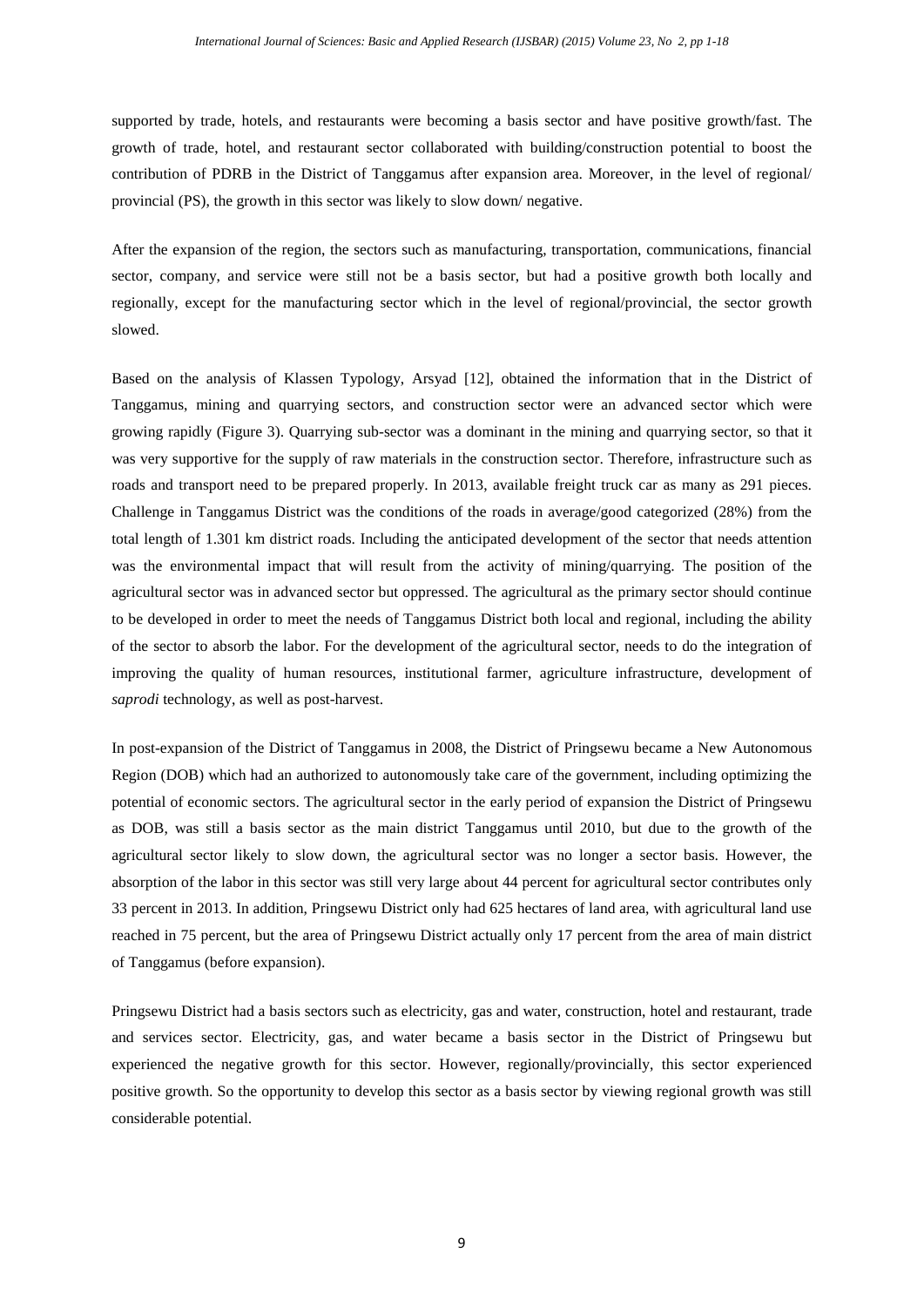supported by trade, hotels, and restaurants were becoming a basis sector and have positive growth/fast. The growth of trade, hotel, and restaurant sector collaborated with building/construction potential to boost the contribution of PDRB in the District of Tanggamus after expansion area. Moreover, in the level of regional/ provincial (PS), the growth in this sector was likely to slow down/ negative.

After the expansion of the region, the sectors such as manufacturing, transportation, communications, financial sector, company, and service were still not be a basis sector, but had a positive growth both locally and regionally, except for the manufacturing sector which in the level of regional/provincial, the sector growth slowed.

Based on the analysis of Klassen Typology, Arsyad [12], obtained the information that in the District of Tanggamus, mining and quarrying sectors, and construction sector were an advanced sector which were growing rapidly (Figure 3). Quarrying sub-sector was a dominant in the mining and quarrying sector, so that it was very supportive for the supply of raw materials in the construction sector. Therefore, infrastructure such as roads and transport need to be prepared properly. In 2013, available freight truck car as many as 291 pieces. Challenge in Tanggamus District was the conditions of the roads in average/good categorized (28%) from the total length of 1.301 km district roads. Including the anticipated development of the sector that needs attention was the environmental impact that will result from the activity of mining/quarrying. The position of the agricultural sector was in advanced sector but oppressed. The agricultural as the primary sector should continue to be developed in order to meet the needs of Tanggamus District both local and regional, including the ability of the sector to absorb the labor. For the development of the agricultural sector, needs to do the integration of improving the quality of human resources, institutional farmer, agriculture infrastructure, development of *saprodi* technology, as well as post-harvest.

In post-expansion of the District of Tanggamus in 2008, the District of Pringsewu became a New Autonomous Region (DOB) which had an authorized to autonomously take care of the government, including optimizing the potential of economic sectors. The agricultural sector in the early period of expansion the District of Pringsewu as DOB, was still a basis sector as the main district Tanggamus until 2010, but due to the growth of the agricultural sector likely to slow down, the agricultural sector was no longer a sector basis. However, the absorption of the labor in this sector was still very large about 44 percent for agricultural sector contributes only 33 percent in 2013. In addition, Pringsewu District only had 625 hectares of land area, with agricultural land use reached in 75 percent, but the area of Pringsewu District actually only 17 percent from the area of main district of Tanggamus (before expansion).

Pringsewu District had a basis sectors such as electricity, gas and water, construction, hotel and restaurant, trade and services sector. Electricity, gas, and water became a basis sector in the District of Pringsewu but experienced the negative growth for this sector. However, regionally/provincially, this sector experienced positive growth. So the opportunity to develop this sector as a basis sector by viewing regional growth was still considerable potential.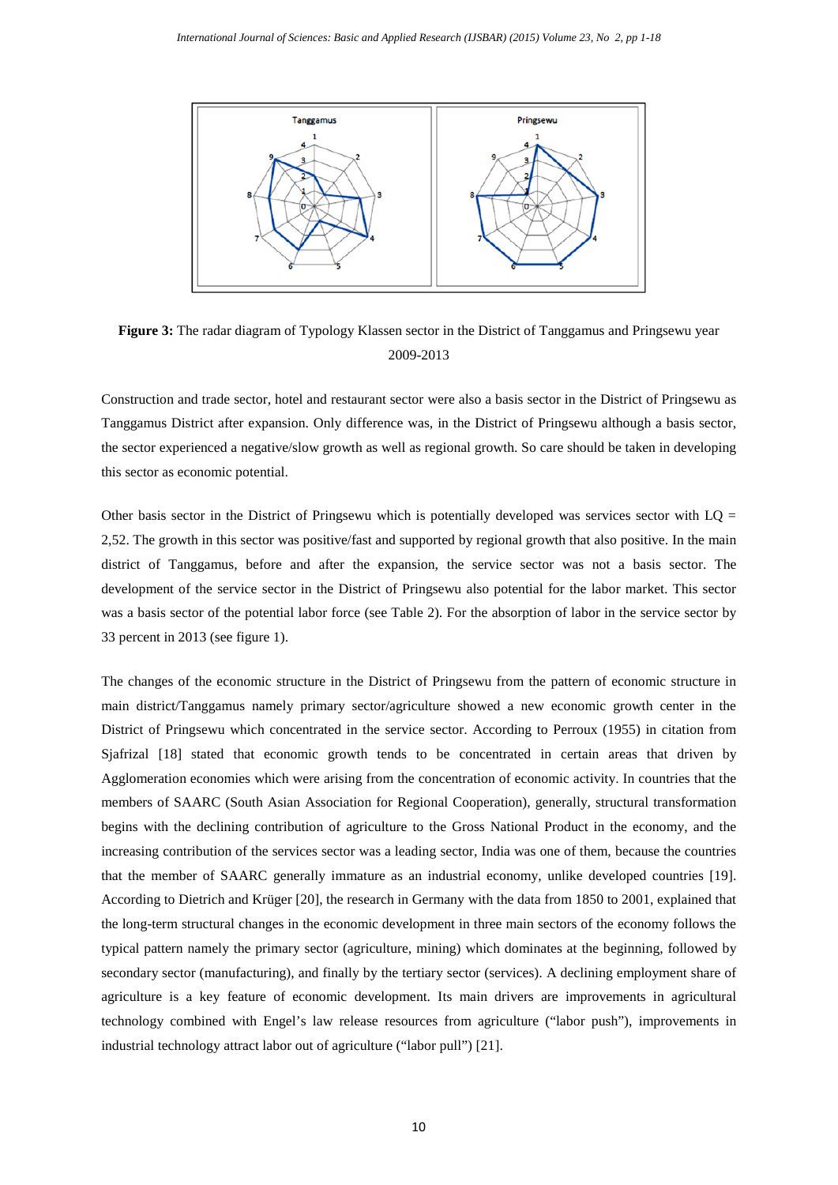**Figure 3:** The radar diagram of Typology Klassen sector in the District of Tanggamus and Pringsewu year 2009-2013

Construction and trade sector, hotel and restaurant sector were also a basis sector in the District of Pringsewu as Tanggamus District after expansion. Only difference was, in the District of Pringsewu although a basis sector, the sector experienced a negative/slow growth as well as regional growth. So care should be taken in developing this sector as economic potential.

Other basis sector in the District of Pringsewu which is potentially developed was services sector with LQ = 2,52. The growth in this sector was positive/fast and supported by regional growth that also positive. In the main district of Tanggamus, before and after the expansion, the service sector was not a basis sector. The development of the service sector in the District of Pringsewu also potential for the labor market. This sector was a basis sector of the potential labor force (see Table 2). For the absorption of labor in the service sector by 33 percent in 2013 (see figure 1).

The changes of the economic structure in the District of Pringsewu from the pattern of economic structure in main district/Tanggamus namely primary sector/agriculture showed a new economic growth center in the District of Pringsewu which concentrated in the service sector. According to Perroux (1955) in citation from Sjafrizal [18] stated that economic growth tends to be concentrated in certain areas that driven by Agglomeration economies which were arising from the concentration of economic activity. In countries that the members of SAARC (South Asian Association for Regional Cooperation), generally, structural transformation begins with the declining contribution of agriculture to the Gross National Product in the economy, and the increasing contribution of the services sector was a leading sector, India was one of them, because the countries that the member of SAARC generally immature as an industrial economy, unlike developed countries [19]. According to Dietrich and Krüger [20], the research in Germany with the data from 1850 to 2001, explained that the long-term structural changes in the economic development in three main sectors of the economy follows the typical pattern namely the primary sector (agriculture, mining) which dominates at the beginning, followed by secondary sector (manufacturing), and finally by the tertiary sector (services). A declining employment share of agriculture is a key feature of economic development. Its main drivers are improvements in agricultural technology combined with Engel's law release resources from agriculture ("labor push"), improvements in industrial technology attract labor out of agriculture ("labor pull") [21].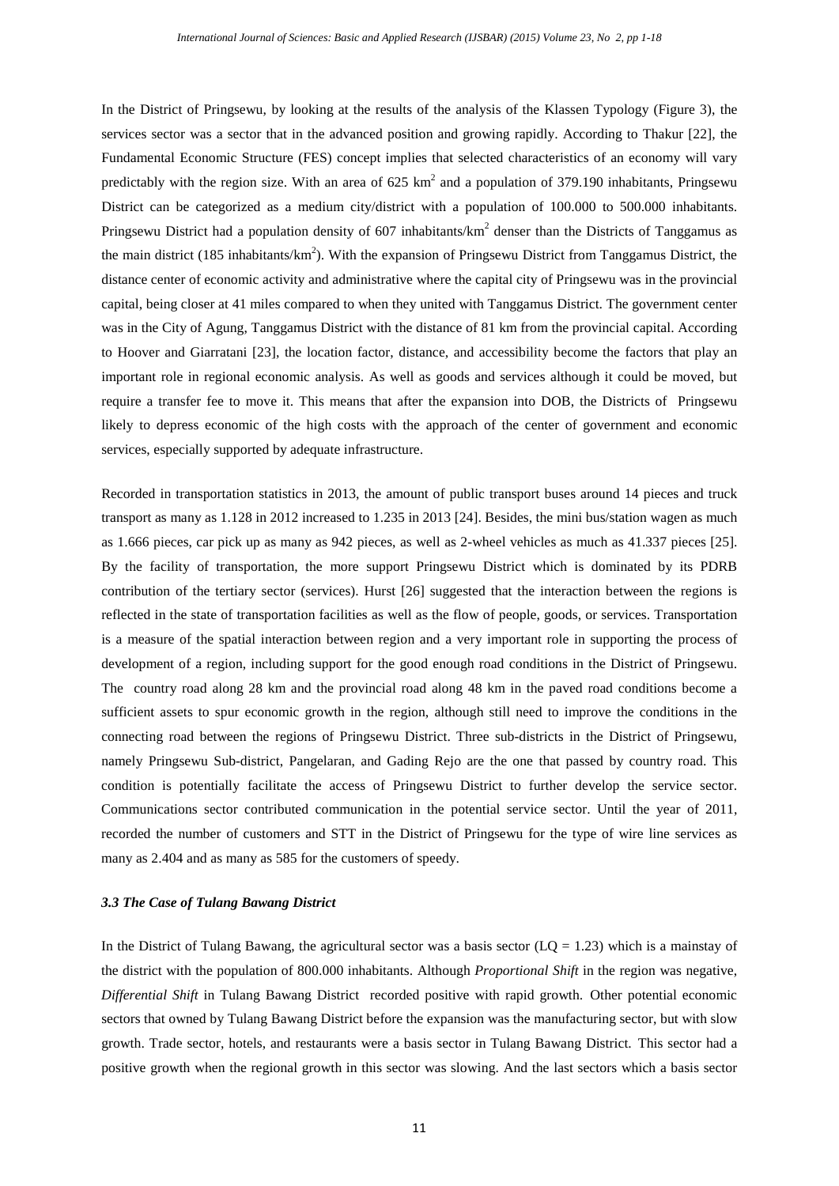In the District of Pringsewu, by looking at the results of the analysis of the Klassen Typology (Figure 3), the services sector was a sector that in the advanced position and growing rapidly. According to Thakur [22], the Fundamental Economic Structure (FES) concept implies that selected characteristics of an economy will vary predictably with the region size. With an area of 625 $km^2$ and a population of 379.190 inhabitants, Pringsewu District can be categorized as a medium city/district with a population of 100.000 to 500.000 inhabitants. Pringsewu District had a population density of 607 inhabitants/$km^2$ denser than the Districts of Tanggamus as the main district (185 inhabitants/$km^2$). With the expansion of Pringsewu District from Tanggamus District, the distance center of economic activity and administrative where the capital city of Pringsewu was in the provincial capital, being closer at 41 miles compared to when they united with Tanggamus District. The government center was in the City of Agung, Tanggamus District with the distance of 81 km from the provincial capital. According to Hoover and Giarratani [23], the location factor, distance, and accessibility become the factors that play an important role in regional economic analysis. As well as goods and services although it could be moved, but require a transfer fee to move it. This means that after the expansion into DOB, the Districts of Pringsewu likely to depress economic of the high costs with the approach of the center of government and economic services, especially supported by adequate infrastructure.

Recorded in transportation statistics in 2013, the amount of public transport buses around 14 pieces and truck transport as many as 1.128 in 2012 increased to 1.235 in 2013 [24]. Besides, the mini bus/station wagen as much as 1.666 pieces, car pick up as many as 942 pieces, as well as 2-wheel vehicles as much as 41.337 pieces [25]. By the facility of transportation, the more support Pringsewu District which is dominated by its PDRB contribution of the tertiary sector (services). Hurst [26] suggested that the interaction between the regions is reflected in the state of transportation facilities as well as the flow of people, goods, or services. Transportation is a measure of the spatial interaction between region and a very important role in supporting the process of development of a region, including support for the good enough road conditions in the District of Pringsewu. The country road along 28 km and the provincial road along 48 km in the paved road conditions become a sufficient assets to spur economic growth in the region, although still need to improve the conditions in the connecting road between the regions of Pringsewu District. Three sub-districts in the District of Pringsewu, namely Pringsewu Sub-district, Pangelaran, and Gading Rejo are the one that passed by country road. This condition is potentially facilitate the access of Pringsewu District to further develop the service sector. Communications sector contributed communication in the potential service sector. Until the year of 2011, recorded the number of customers and STT in the District of Pringsewu for the type of wire line services as many as 2.404 and as many as 585 for the customers of speedy.

### *3.3 The Case of Tulang Bawang District*

In the District of Tulang Bawang, the agricultural sector was a basis sector (LQ = 1.23) which is a mainstay of the district with the population of 800.000 inhabitants. Although *Proportional Shift* in the region was negative, *Differential Shift* in Tulang Bawang District recorded positive with rapid growth. Other potential economic sectors that owned by Tulang Bawang District before the expansion was the manufacturing sector, but with slow growth. Trade sector, hotels, and restaurants were a basis sector in Tulang Bawang District. This sector had a positive growth when the regional growth in this sector was slowing. And the last sectors which a basis sector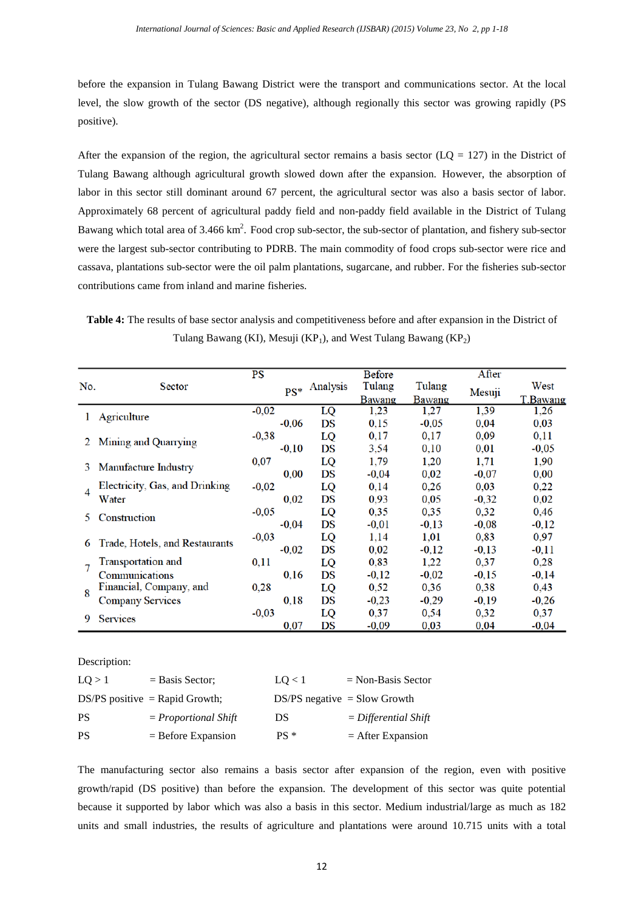before the expansion in Tulang Bawang District were the transport and communications sector. At the local level, the slow growth of the sector (DS negative), although regionally this sector was growing rapidly (PS positive).

After the expansion of the region, the agricultural sector remains a basis sector (LQ = 127) in the District of Tulang Bawang although agricultural growth slowed down after the expansion. However, the absorption of labor in this sector still dominant around 67 percent, the agricultural sector was also a basis sector of labor. Approximately 68 percent of agricultural paddy field and non-paddy field available in the District of Tulang Bawang which total area of 3.466 $km^2$. Food crop sub-sector, the sub-sector of plantation, and fishery sub-sector were the largest sub-sector contributing to PDRB. The main commodity of food crops sub-sector were rice and cassava, plantations sub-sector were the oil palm plantations, sugarcane, and rubber. For the fisheries sub-sector contributions came from inland and marine fisheries.

**Table 4:** The results of base sector analysis and competitiveness before and after expansion in the District of Tulang Bawang (KI), Mesuji ($KP_1$), and West Tulang Bawang ($KP_2$)

| No. | Sector | PS | PS* | Analysis | Before Tulang Bawang | After Tulang Bawang | After Mesuji | After West T.Bawang |
|---|---|---|---|---|---|---|---|---|
| 1 | Agriculture | -0,02 | | LQ | 1,23 | 1,27 | 1,39 | 1,26 |
| | | | -0,06 | DS | 0,15 | -0,05 | 0,04 | 0,03 |
| 2 | Mining and Quarrying | -0,38 | | LQ | 0,17 | 0,17 | 0,09 | 0,11 |
| | | | -0,10 | DS | 3,54 | 0,10 | 0,01 | -0,05 |
| 3 | Manufacture Industry | 0,07 | | LQ | 1,79 | 1,20 | 1,71 | 1,90 |
| | | | 0,00 | DS | -0,04 | 0,02 | -0,07 | 0,00 |
| 4 | Electricity, Gas, and Drinking Water | -0,02 | | LQ | 0,14 | 0,26 | 0,03 | 0,22 |
| | | | 0,02 | DS | 0,93 | 0,05 | -0,32 | 0,02 |
| 5 | Construction | -0,05 | | LQ | 0,35 | 0,35 | 0,32 | 0,46 |
| | | | -0,04 | DS | -0,01 | -0,13 | -0,08 | -0,12 |
| 6 | Trade, Hotels, and Restaurants | -0,03 | | LQ | 1,14 | 1,01 | 0,83 | 0,97 |
| | | | -0,02 | DS | 0,02 | -0,12 | -0,13 | -0,11 |
| 7 | Transportation and Communications | 0,11 | | LQ | 0,83 | 1,22 | 0,37 | 0,28 |
| | | | 0,16 | DS | -0,12 | -0,02 | -0,15 | -0,14 |
| 8 | Financial, Company, and Company Services | 0,28 | | LQ | 0,52 | 0,36 | 0,38 | 0,43 |
| | | | 0,18 | DS | -0,23 | -0,29 | -0,19 | -0,26 |
| 9 | Services | -0,03 | | LQ | 0,37 | 0,54 | 0,32 | 0,37 |
| | | | 0,07 | DS | -0,09 | 0,03 | 0,04 | -0,04 |

Description:

| | | | |
|---|---|---|---|
| LQ > 1 | = Basis Sector; | LQ < 1 | = Non-Basis Sector |
| DS/PS positive | = Rapid Growth; | DS/PS negative | = Slow Growth |
| PS | = *Proportional Shift* | DS | = *Differential Shift* |
| PS | = Before Expansion | PS * | = After Expansion |

The manufacturing sector also remains a basis sector after expansion of the region, even with positive growth/rapid (DS positive) than before the expansion. The development of this sector was quite potential because it supported by labor which was also a basis in this sector. Medium industrial/large as much as 182 units and small industries, the results of agriculture and plantations were around 10.715 units with a total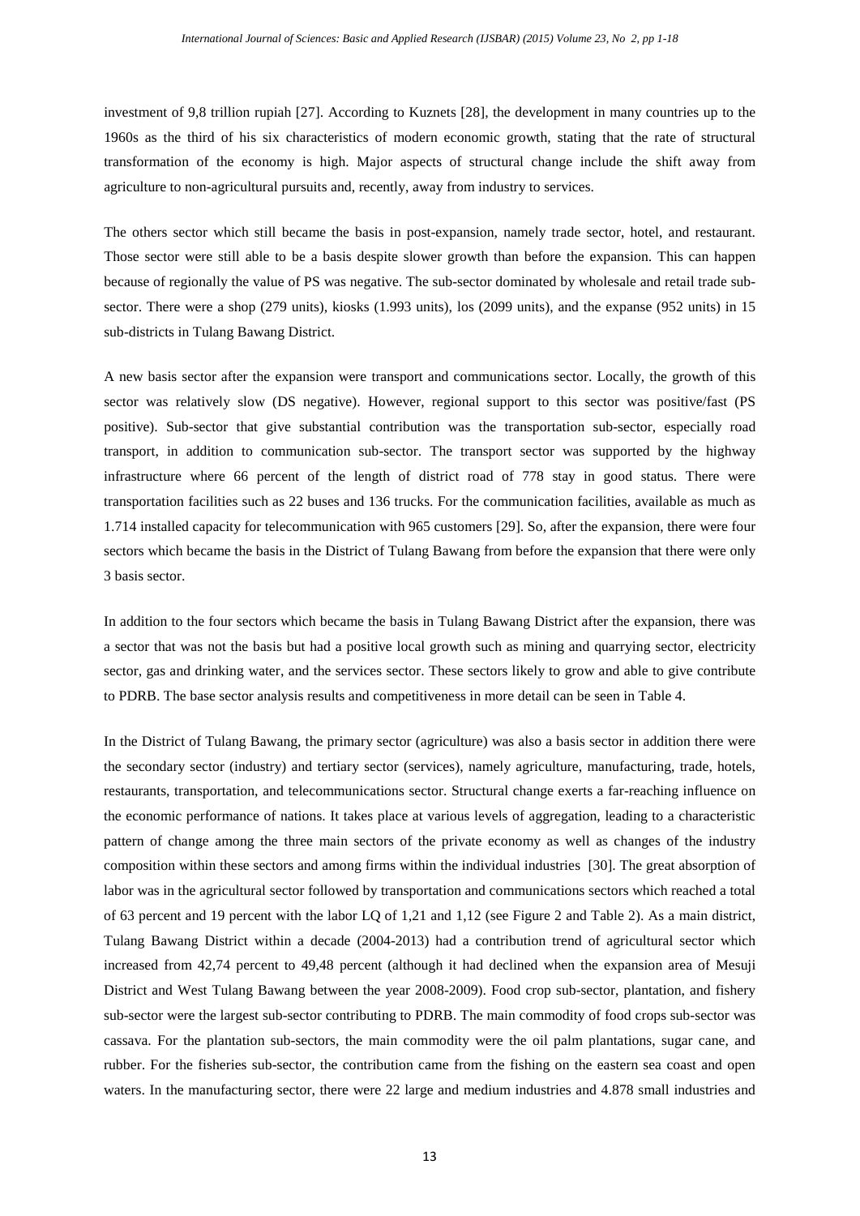investment of 9,8 trillion rupiah [27]. According to Kuznets [28], the development in many countries up to the 1960s as the third of his six characteristics of modern economic growth, stating that the rate of structural transformation of the economy is high. Major aspects of structural change include the shift away from agriculture to non-agricultural pursuits and, recently, away from industry to services.

The others sector which still became the basis in post-expansion, namely trade sector, hotel, and restaurant. Those sector were still able to be a basis despite slower growth than before the expansion. This can happen because of regionally the value of PS was negative. The sub-sector dominated by wholesale and retail trade sub-sector. There were a shop (279 units), kiosks (1.993 units), los (2099 units), and the expanse (952 units) in 15 sub-districts in Tulang Bawang District.

A new basis sector after the expansion were transport and communications sector. Locally, the growth of this sector was relatively slow (DS negative). However, regional support to this sector was positive/fast (PS positive). Sub-sector that give substantial contribution was the transportation sub-sector, especially road transport, in addition to communication sub-sector. The transport sector was supported by the highway infrastructure where 66 percent of the length of district road of 778 stay in good status. There were transportation facilities such as 22 buses and 136 trucks. For the communication facilities, available as much as 1.714 installed capacity for telecommunication with 965 customers [29]. So, after the expansion, there were four sectors which became the basis in the District of Tulang Bawang from before the expansion that there were only 3 basis sector.

In addition to the four sectors which became the basis in Tulang Bawang District after the expansion, there was a sector that was not the basis but had a positive local growth such as mining and quarrying sector, electricity sector, gas and drinking water, and the services sector. These sectors likely to grow and able to give contribute to PDRB. The base sector analysis results and competitiveness in more detail can be seen in Table 4.

In the District of Tulang Bawang, the primary sector (agriculture) was also a basis sector in addition there were the secondary sector (industry) and tertiary sector (services), namely agriculture, manufacturing, trade, hotels, restaurants, transportation, and telecommunications sector. Structural change exerts a far-reaching influence on the economic performance of nations. It takes place at various levels of aggregation, leading to a characteristic pattern of change among the three main sectors of the private economy as well as changes of the industry composition within these sectors and among firms within the individual industries [30]. The great absorption of labor was in the agricultural sector followed by transportation and communications sectors which reached a total of 63 percent and 19 percent with the labor LQ of 1,21 and 1,12 (see Figure 2 and Table 2). As a main district, Tulang Bawang District within a decade (2004-2013) had a contribution trend of agricultural sector which increased from 42,74 percent to 49,48 percent (although it had declined when the expansion area of Mesuji District and West Tulang Bawang between the year 2008-2009). Food crop sub-sector, plantation, and fishery sub-sector were the largest sub-sector contributing to PDRB. The main commodity of food crops sub-sector was cassava. For the plantation sub-sectors, the main commodity were the oil palm plantations, sugar cane, and rubber. For the fisheries sub-sector, the contribution came from the fishing on the eastern sea coast and open waters. In the manufacturing sector, there were 22 large and medium industries and 4.878 small industries and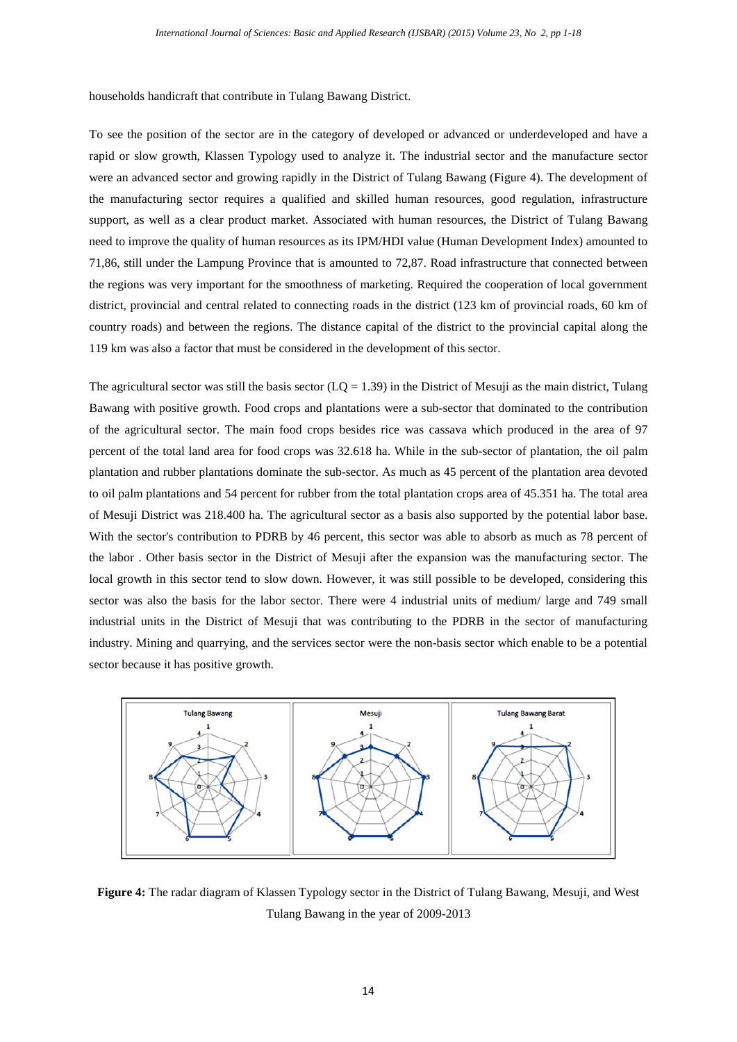households handicraft that contribute in Tulang Bawang District.

To see the position of the sector are in the category of developed or advanced or underdeveloped and have a rapid or slow growth, Klassen Typology used to analyze it. The industrial sector and the manufacture sector were an advanced sector and growing rapidly in the District of Tulang Bawang (Figure 4). The development of the manufacturing sector requires a qualified and skilled human resources, good regulation, infrastructure support, as well as a clear product market. Associated with human resources, the District of Tulang Bawang need to improve the quality of human resources as its IPM/HDI value (Human Development Index) amounted to 71,86, still under the Lampung Province that is amounted to 72,87. Road infrastructure that connected between the regions was very important for the smoothness of marketing. Required the cooperation of local government district, provincial and central related to connecting roads in the district (123 km of provincial roads, 60 km of country roads) and between the regions. The distance capital of the district to the provincial capital along the 119 km was also a factor that must be considered in the development of this sector.

The agricultural sector was still the basis sector (LQ = 1.39) in the District of Mesuji as the main district, Tulang Bawang with positive growth. Food crops and plantations were a sub-sector that dominated to the contribution of the agricultural sector. The main food crops besides rice was cassava which produced in the area of 97 percent of the total land area for food crops was 32.618 ha. While in the sub-sector of plantation, the oil palm plantation and rubber plantations dominate the sub-sector. As much as 45 percent of the plantation area devoted to oil palm plantations and 54 percent for rubber from the total plantation crops area of 45.351 ha. The total area of Mesuji District was 218.400 ha. The agricultural sector as a basis also supported by the potential labor base. With the sector's contribution to PDRB by 46 percent, this sector was able to absorb as much as 78 percent of the labor . Other basis sector in the District of Mesuji after the expansion was the manufacturing sector. The local growth in this sector tend to slow down. However, it was still possible to be developed, considering this sector was also the basis for the labor sector. There were 4 industrial units of medium/ large and 749 small industrial units in the District of Mesuji that was contributing to the PDRB in the sector of manufacturing industry. Mining and quarrying, and the services sector were the non-basis sector which enable to be a potential sector because it has positive growth.

**Figure 4:** The radar diagram of Klassen Typology sector in the District of Tulang Bawang, Mesuji, and West Tulang Bawang in the year of 2009-2013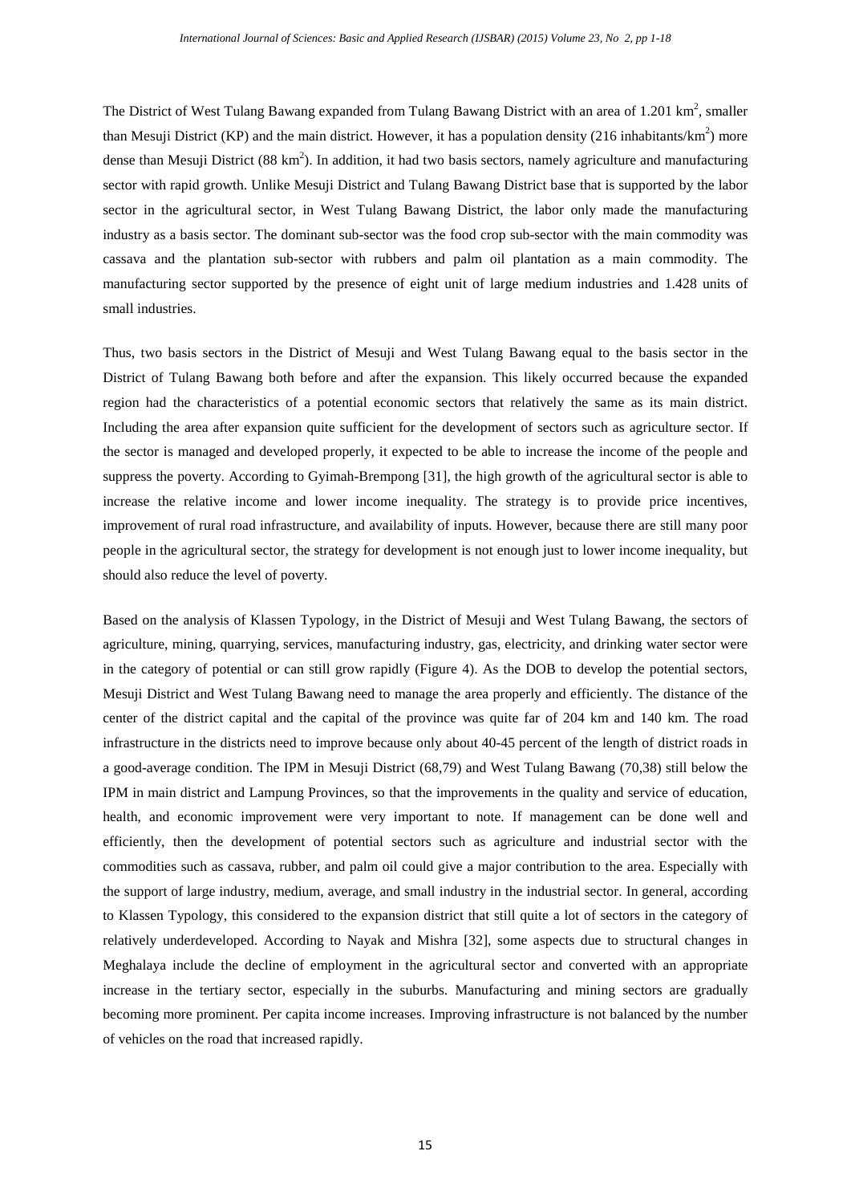The District of West Tulang Bawang expanded from Tulang Bawang District with an area of 1.201 $km^2$, smaller than Mesuji District (KP) and the main district. However, it has a population density (216 inhabitants/$km^2$) more dense than Mesuji District (88 $km^2$). In addition, it had two basis sectors, namely agriculture and manufacturing sector with rapid growth. Unlike Mesuji District and Tulang Bawang District base that is supported by the labor sector in the agricultural sector, in West Tulang Bawang District, the labor only made the manufacturing industry as a basis sector. The dominant sub-sector was the food crop sub-sector with the main commodity was cassava and the plantation sub-sector with rubbers and palm oil plantation as a main commodity. The manufacturing sector supported by the presence of eight unit of large medium industries and 1.428 units of small industries.

Thus, two basis sectors in the District of Mesuji and West Tulang Bawang equal to the basis sector in the District of Tulang Bawang both before and after the expansion. This likely occurred because the expanded region had the characteristics of a potential economic sectors that relatively the same as its main district. Including the area after expansion quite sufficient for the development of sectors such as agriculture sector. If the sector is managed and developed properly, it expected to be able to increase the income of the people and suppress the poverty. According to Gyimah-Brempong [31], the high growth of the agricultural sector is able to increase the relative income and lower income inequality. The strategy is to provide price incentives, improvement of rural road infrastructure, and availability of inputs. However, because there are still many poor people in the agricultural sector, the strategy for development is not enough just to lower income inequality, but should also reduce the level of poverty.

Based on the analysis of Klassen Typology, in the District of Mesuji and West Tulang Bawang, the sectors of agriculture, mining, quarrying, services, manufacturing industry, gas, electricity, and drinking water sector were in the category of potential or can still grow rapidly (Figure 4). As the DOB to develop the potential sectors, Mesuji District and West Tulang Bawang need to manage the area properly and efficiently. The distance of the center of the district capital and the capital of the province was quite far of 204 km and 140 km. The road infrastructure in the districts need to improve because only about 40-45 percent of the length of district roads in a good-average condition. The IPM in Mesuji District (68,79) and West Tulang Bawang (70,38) still below the IPM in main district and Lampung Provinces, so that the improvements in the quality and service of education, health, and economic improvement were very important to note. If management can be done well and efficiently, then the development of potential sectors such as agriculture and industrial sector with the commodities such as cassava, rubber, and palm oil could give a major contribution to the area. Especially with the support of large industry, medium, average, and small industry in the industrial sector. In general, according to Klassen Typology, this considered to the expansion district that still quite a lot of sectors in the category of relatively underdeveloped. According to Nayak and Mishra [32], some aspects due to structural changes in Meghalaya include the decline of employment in the agricultural sector and converted with an appropriate increase in the tertiary sector, especially in the suburbs. Manufacturing and mining sectors are gradually becoming more prominent. Per capita income increases. Improving infrastructure is not balanced by the number of vehicles on the road that increased rapidly.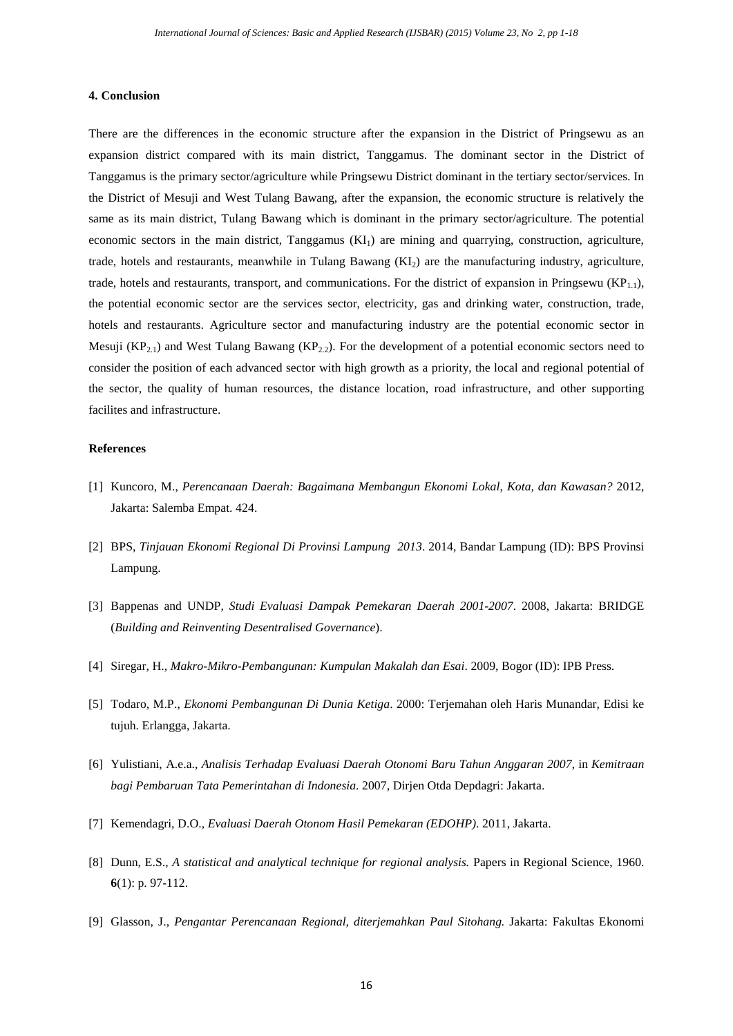### 4. Conclusion

There are the differences in the economic structure after the expansion in the District of Pringsewu as an expansion district compared with its main district, Tanggamus. The dominant sector in the District of Tanggamus is the primary sector/agriculture while Pringsewu District dominant in the tertiary sector/services. In the District of Mesuji and West Tulang Bawang, after the expansion, the economic structure is relatively the same as its main district, Tulang Bawang which is dominant in the primary sector/agriculture. The potential economic sectors in the main district, Tanggamus ($KI_1$) are mining and quarrying, construction, agriculture, trade, hotels and restaurants, meanwhile in Tulang Bawang ($KI_2$) are the manufacturing industry, agriculture, trade, hotels and restaurants, transport, and communications. For the district of expansion in Pringsewu ($KP_{1.1}$), the potential economic sector are the services sector, electricity, gas and drinking water, construction, trade, hotels and restaurants. Agriculture sector and manufacturing industry are the potential economic sector in Mesuji ($KP_{2.1}$) and West Tulang Bawang ($KP_{2.2}$). For the development of a potential economic sectors need to consider the position of each advanced sector with high growth as a priority, the local and regional potential of the sector, the quality of human resources, the distance location, road infrastructure, and other supporting facilites and infrastructure.

### References

[1] Kuncoro, M., *Perencanaan Daerah: Bagaimana Membangun Ekonomi Lokal, Kota, dan Kawasan?* 2012, Jakarta: Salemba Empat. 424.

[2] BPS, *Tinjauan Ekonomi Regional Di Provinsi Lampung 2013*. 2014, Bandar Lampung (ID): BPS Provinsi Lampung.

[3] Bappenas and UNDP, *Studi Evaluasi Dampak Pemekaran Daerah 2001-2007*. 2008, Jakarta: BRIDGE (*Building and Reinventing Desentralised Governance*).

[4] Siregar, H., *Makro-Mikro-Pembangunan: Kumpulan Makalah dan Esai*. 2009, Bogor (ID): IPB Press.

[5] Todaro, M.P., *Ekonomi Pembangunan Di Dunia Ketiga*. 2000: Terjemahan oleh Haris Munandar, Edisi ke tujuh. Erlangga, Jakarta.

[6] Yulistiani, A.e.a., *Analisis Terhadap Evaluasi Daerah Otonomi Baru Tahun Anggaran 2007*, in *Kemitraan bagi Pembaruan Tata Pemerintahan di Indonesia*. 2007, Dirjen Otda Depdagri: Jakarta.

[7] Kemendagri, D.O., *Evaluasi Daerah Otonom Hasil Pemekaran (EDOHP)*. 2011, Jakarta.

[8] Dunn, E.S., *A statistical and analytical technique for regional analysis.* Papers in Regional Science, 1960. **6**(1): p. 97-112.

[9] Glasson, J., *Pengantar Perencanaan Regional, diterjemahkan Paul Sitohang.* Jakarta: Fakultas Ekonomi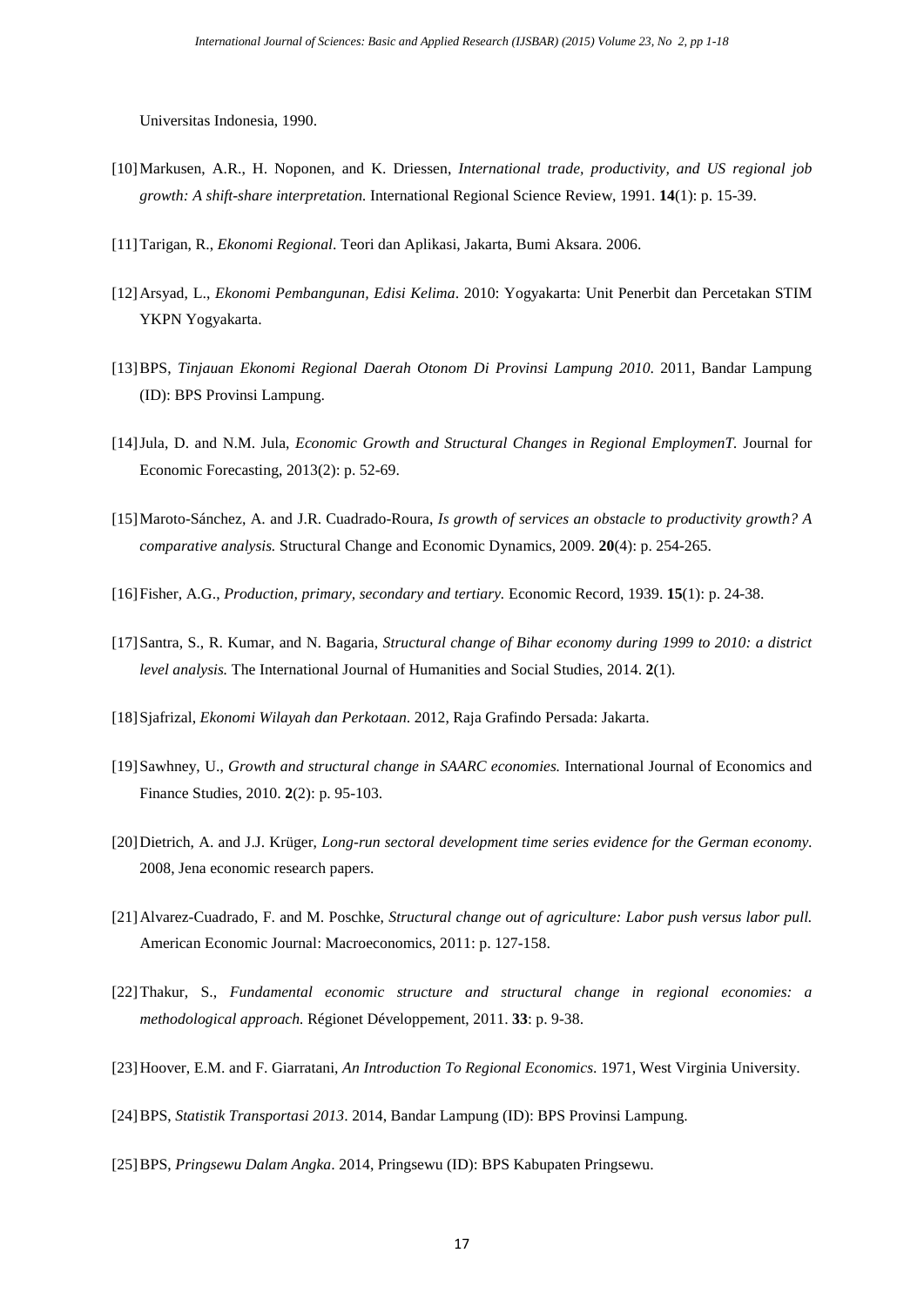Universitas Indonesia, 1990.

[10] Markusen, A.R., H. Noponen, and K. Driessen, *International trade, productivity, and US regional job growth: A shift-share interpretation.* International Regional Science Review, 1991. **14**(1): p. 15-39.

[11] Tarigan, R., *Ekonomi Regional*. Teori dan Aplikasi, Jakarta, Bumi Aksara. 2006.

[12] Arsyad, L., *Ekonomi Pembangunan, Edisi Kelima*. 2010: Yogyakarta: Unit Penerbit dan Percetakan STIM YKPN Yogyakarta.

[13] BPS, *Tinjauan Ekonomi Regional Daerah Otonom Di Provinsi Lampung 2010*. 2011, Bandar Lampung (ID): BPS Provinsi Lampung.

[14] Jula, D. and N.M. Jula, *Economic Growth and Structural Changes in Regional EmploymenT.* Journal for Economic Forecasting, 2013(2): p. 52-69.

[15] Maroto-Sánchez, A. and J.R. Cuadrado-Roura, *Is growth of services an obstacle to productivity growth? A comparative analysis.* Structural Change and Economic Dynamics, 2009. **20**(4): p. 254-265.

[16] Fisher, A.G., *Production, primary, secondary and tertiary.* Economic Record, 1939. **15**(1): p. 24-38.

[17] Santra, S., R. Kumar, and N. Bagaria, *Structural change of Bihar economy during 1999 to 2010: a district level analysis.* The International Journal of Humanities and Social Studies, 2014. **2**(1).

[18] Sjafrizal, *Ekonomi Wilayah dan Perkotaan*. 2012, Raja Grafindo Persada: Jakarta.

[19] Sawhney, U., *Growth and structural change in SAARC economies.* International Journal of Economics and Finance Studies, 2010. **2**(2): p. 95-103.

[20] Dietrich, A. and J.J. Krüger, *Long-run sectoral development time series evidence for the German economy.* 2008, Jena economic research papers.

[21] Alvarez-Cuadrado, F. and M. Poschke, *Structural change out of agriculture: Labor push versus labor pull.* American Economic Journal: Macroeconomics, 2011: p. 127-158.

[22] Thakur, S., *Fundamental economic structure and structural change in regional economies: a methodological approach.* Régionet Développement, 2011. **33**: p. 9-38.

[23] Hoover, E.M. and F. Giarratani, *An Introduction To Regional Economics*. 1971, West Virginia University.

[24] BPS, *Statistik Transportasi 2013*. 2014, Bandar Lampung (ID): BPS Provinsi Lampung.

[25] BPS, *Pringsewu Dalam Angka*. 2014, Pringsewu (ID): BPS Kabupaten Pringsewu.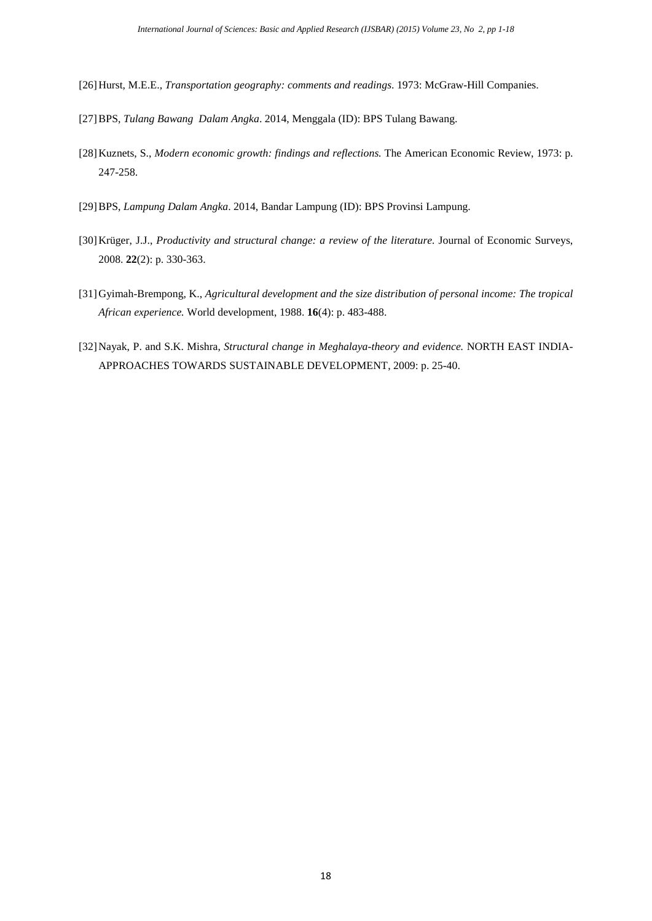[26] Hurst, M.E.E., *Transportation geography: comments and readings*. 1973: McGraw-Hill Companies.

[27] BPS, *Tulang Bawang Dalam Angka*. 2014, Menggala (ID): BPS Tulang Bawang.

[28] Kuznets, S., *Modern economic growth: findings and reflections.* The American Economic Review, 1973: p. 247-258.

[29] BPS, *Lampung Dalam Angka*. 2014, Bandar Lampung (ID): BPS Provinsi Lampung.

[30] Krüger, J.J., *Productivity and structural change: a review of the literature.* Journal of Economic Surveys, 2008. **22**(2): p. 330-363.

[31] Gyimah-Brempong, K., *Agricultural development and the size distribution of personal income: The tropical African experience.* World development, 1988. **16**(4): p. 483-488.

[32] Nayak, P. and S.K. Mishra, *Structural change in Meghalaya-theory and evidence.* NORTH EAST INDIA-APPROACHES TOWARDS SUSTAINABLE DEVELOPMENT, 2009: p. 25-40.